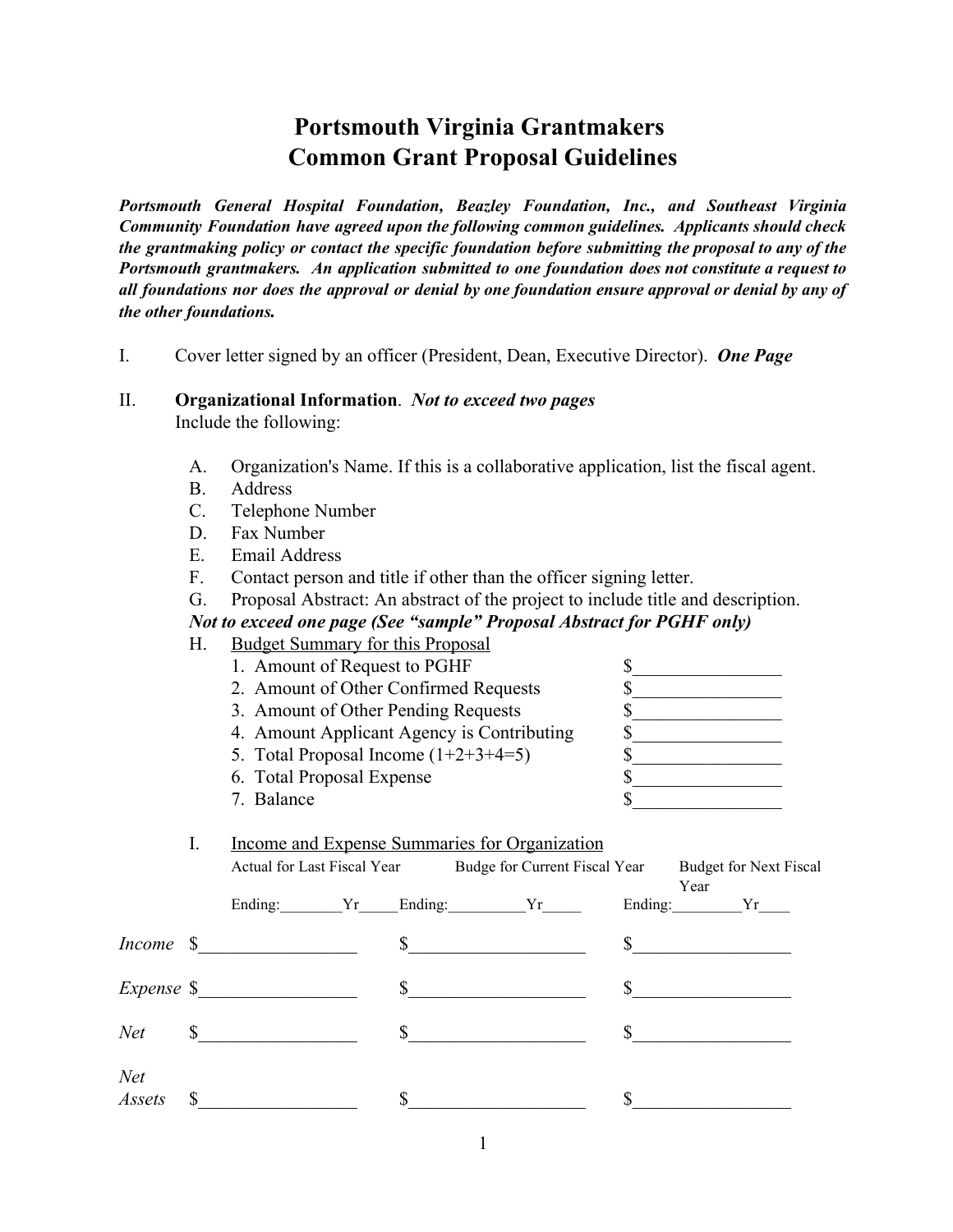# Portsmouth Virginia Grantmakers
# Common Grant Proposal Guidelines

***Portsmouth General Hospital Foundation, Beazley Foundation, Inc., and Southeast Virginia Community Foundation have agreed upon the following common guidelines. Applicants should check the grantmaking policy or contact the specific foundation before submitting the proposal to any of the Portsmouth grantmakers. An application submitted to one foundation does not constitute a request to all foundations nor does the approval or denial by one foundation ensure approval or denial by any of the other foundations.***

I. Cover letter signed by an officer (President, Dean, Executive Director). ***One Page***

II. **Organizational Information**. ***Not to exceed two pages***
Include the following:

A. Organization's Name. If this is a collaborative application, list the fiscal agent.
B. Address
C. Telephone Number
D. Fax Number
E. Email Address
F. Contact person and title if other than the officer signing letter.
G. Proposal Abstract: An abstract of the project to include title and description.
***Not to exceed one page (See "sample" Proposal Abstract for PGHF only)***
H. <u>Budget Summary for this Proposal</u>
1. Amount of Request to PGHF $________________
2. Amount of Other Confirmed Requests $________________
3. Amount of Other Pending Requests $________________
4. Amount Applicant Agency is Contributing $________________
5. Total Proposal Income (1+2+3+4=5) $________________
6. Total Proposal Expense $________________
7. Balance $________________

I. <u>Income and Expense Summaries for Organization</u>

| | Actual for Last Fiscal Year<br>Ending:________Yr_____ | Budge for Current Fiscal Year<br>Ending:__________Yr_____ | Budget for Next Fiscal Year<br>Ending:_________Yr____ |
|---|---|---|---|
| *Income* | $_________________ | $___________________ | $_________________ |
| *Expense* | $_________________ | $___________________ | $_________________ |
| *Net* | $_________________ | $___________________ | $_________________ |
| *Net Assets* | $_________________ | $___________________ | $_________________ |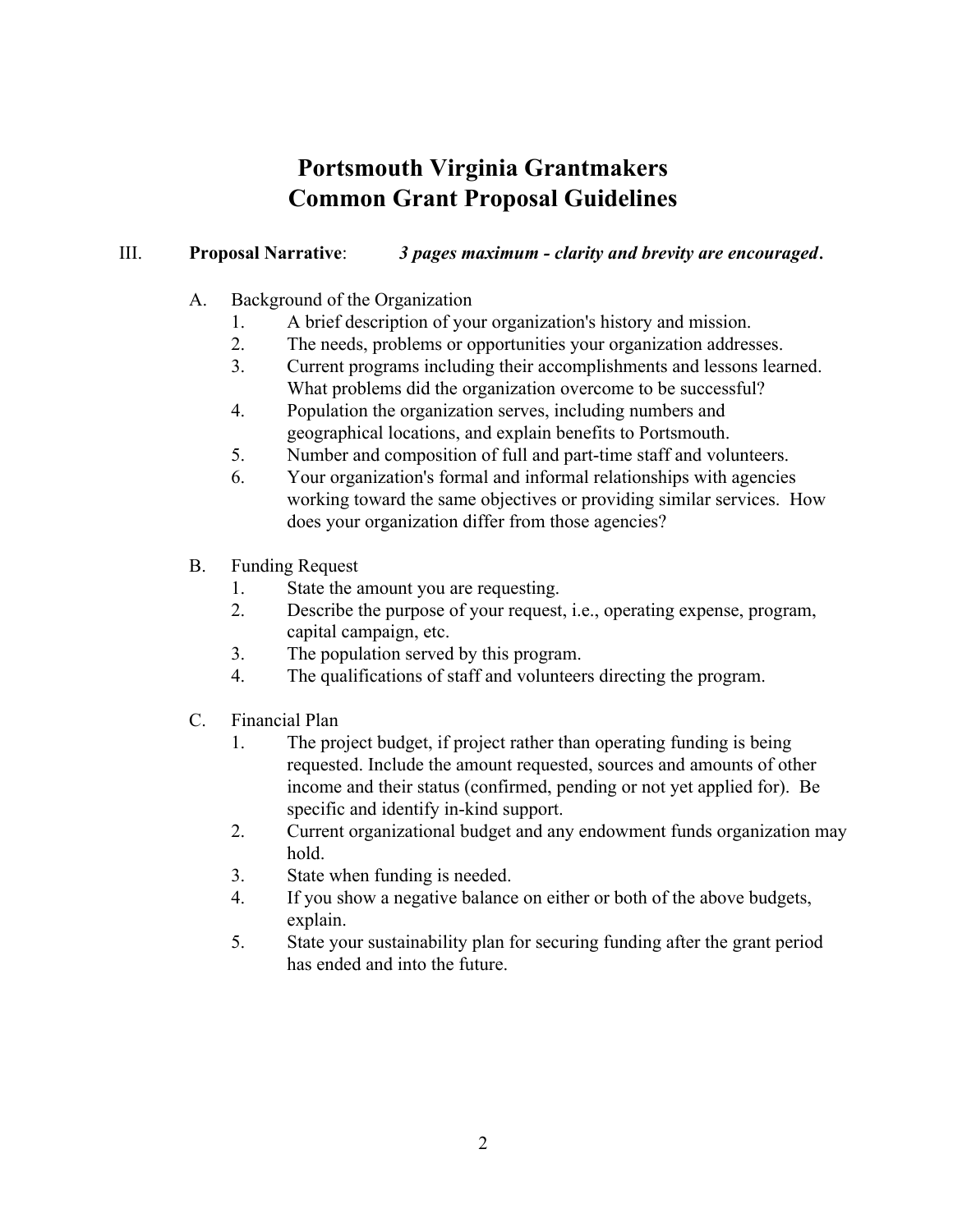# Portsmouth Virginia Grantmakers
# Common Grant Proposal Guidelines

III. **Proposal Narrative**: ***3 pages maximum - clarity and brevity are encouraged.***

A. Background of the Organization
   1. A brief description of your organization's history and mission.
   2. The needs, problems or opportunities your organization addresses.
   3. Current programs including their accomplishments and lessons learned. What problems did the organization overcome to be successful?
   4. Population the organization serves, including numbers and geographical locations, and explain benefits to Portsmouth.
   5. Number and composition of full and part-time staff and volunteers.
   6. Your organization's formal and informal relationships with agencies working toward the same objectives or providing similar services. How does your organization differ from those agencies?

B. Funding Request
   1. State the amount you are requesting.
   2. Describe the purpose of your request, i.e., operating expense, program, capital campaign, etc.
   3. The population served by this program.
   4. The qualifications of staff and volunteers directing the program.

C. Financial Plan
   1. The project budget, if project rather than operating funding is being requested. Include the amount requested, sources and amounts of other income and their status (confirmed, pending or not yet applied for). Be specific and identify in-kind support.
   2. Current organizational budget and any endowment funds organization may hold.
   3. State when funding is needed.
   4. If you show a negative balance on either or both of the above budgets, explain.
   5. State your sustainability plan for securing funding after the grant period has ended and into the future.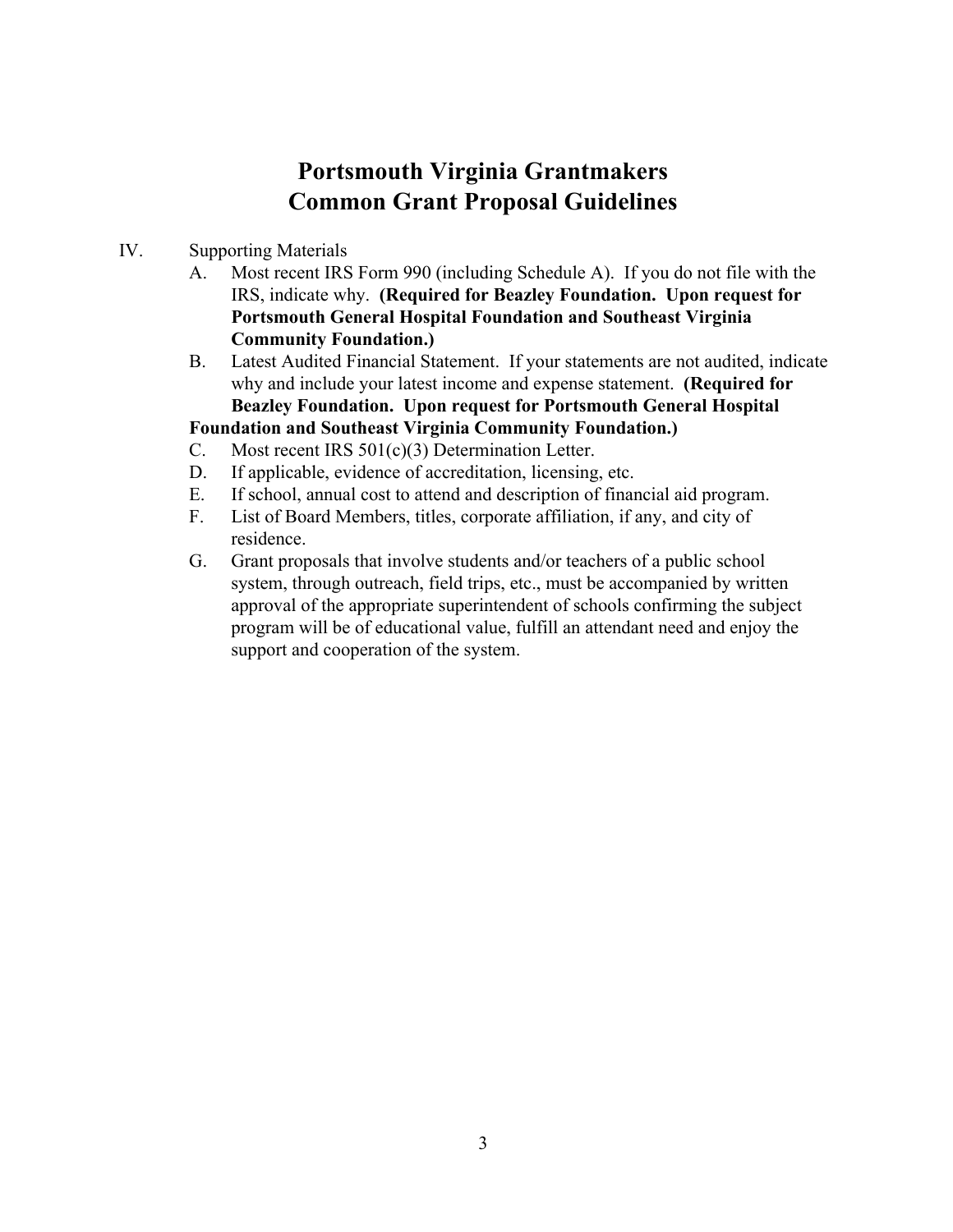# Portsmouth Virginia Grantmakers
# Common Grant Proposal Guidelines

IV. Supporting Materials

A. Most recent IRS Form 990 (including Schedule A). If you do not file with the IRS, indicate why. **(Required for Beazley Foundation. Upon request for Portsmouth General Hospital Foundation and Southeast Virginia Community Foundation.)**

B. Latest Audited Financial Statement. If your statements are not audited, indicate why and include your latest income and expense statement. **(Required for Beazley Foundation. Upon request for Portsmouth General Hospital Foundation and Southeast Virginia Community Foundation.)**

C. Most recent IRS 501(c)(3) Determination Letter.

D. If applicable, evidence of accreditation, licensing, etc.

E. If school, annual cost to attend and description of financial aid program.

F. List of Board Members, titles, corporate affiliation, if any, and city of residence.

G. Grant proposals that involve students and/or teachers of a public school system, through outreach, field trips, etc., must be accompanied by written approval of the appropriate superintendent of schools confirming the subject program will be of educational value, fulfill an attendant need and enjoy the support and cooperation of the system.